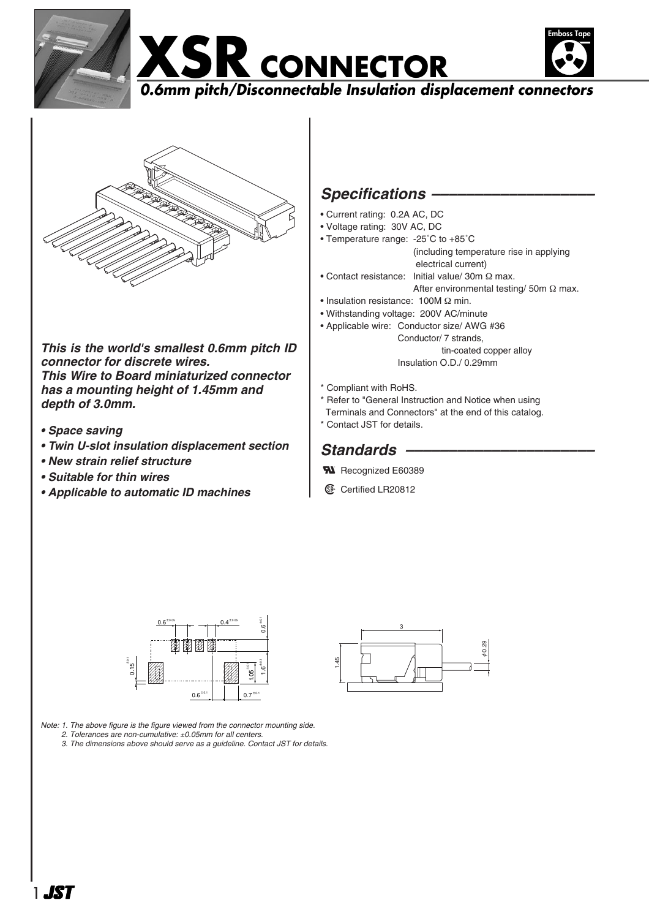# XSR CONNECTOR

***0.6mm pitch/Disconnectable Insulation displacement connectors***

***This is the world's smallest 0.6mm pitch ID connector for discrete wires.***
***This Wire to Board miniaturized connector has a mounting height of 1.45mm and depth of 3.0mm.***

- ***Space saving***
- ***Twin U-slot insulation displacement section***
- ***New strain relief structure***
- ***Suitable for thin wires***
- ***Applicable to automatic ID machines***

## *Specifications*

- Current rating: 0.2A AC, DC
- Voltage rating: 30V AC, DC
- Temperature range: -25˚C to +85˚C (including temperature rise in applying electrical current)
- Contact resistance: Initial value/ 30m Ω max. After environmental testing/ 50m Ω max.
- Insulation resistance: 100M Ω min.
- Withstanding voltage: 200V AC/minute
- Applicable wire: Conductor size/ AWG #36
  Conductor/ 7 strands, tin-coated copper alloy
  Insulation O.D./ 0.29mm

\* Compliant with RoHS.
\* Refer to "General Instruction and Notice when using Terminals and Connectors" at the end of this catalog.
\* Contact JST for details.

## *Standards*

Recognized E60389

Certified LR20812

Note: 1. The above figure is the figure viewed from the connector mounting side.
2. Tolerances are non-cumulative: ±0.05mm for all centers.
3. The dimensions above should serve as a guideline. Contact JST for details.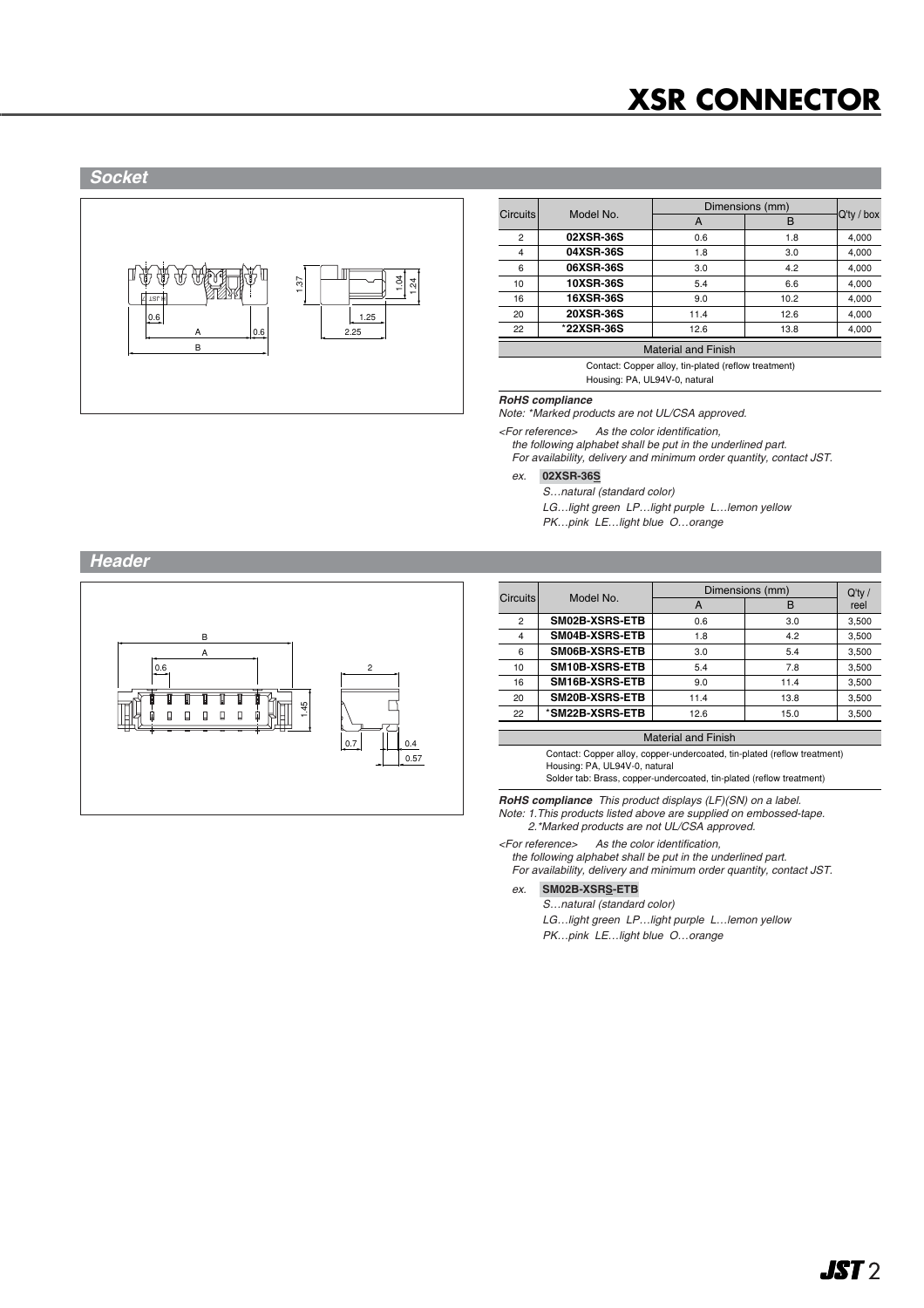# XSR CONNECTOR

## Socket

0.6
A
0.6
B
1.37
1.04
1.24
1.25
2.25

| Circuits | Model No. | Dimensions (mm) | | Q'ty / box |
|---|---|---|---|---|
| | | A | B | |
| 2 | **02XSR-36S** | 0.6 | 1.8 | 4,000 |
| 4 | **04XSR-36S** | 1.8 | 3.0 | 4,000 |
| 6 | **06XSR-36S** | 3.0 | 4.2 | 4,000 |
| 10 | **10XSR-36S** | 5.4 | 6.6 | 4,000 |
| 16 | **16XSR-36S** | 9.0 | 10.2 | 4,000 |
| 20 | **20XSR-36S** | 11.4 | 12.6 | 4,000 |
| 22 | ***22XSR-36S** | 12.6 | 13.8 | 4,000 |

**Material and Finish**

Contact: Copper alloy, tin-plated (reflow treatment)
Housing: PA, UL94V-0, natural

***RoHS compliance***
*Note: *Marked products are not UL/CSA approved.*

*<For reference>　As the color identification, the following alphabet shall be put in the underlined part. For availability, delivery and minimum order quantity, contact JST.*

*ex.* **02XSR-36S**

*S…natural (standard color)*
*LG…light green　LP…light purple　L…lemon yellow*
*PK…pink　LE…light blue　O…orange*

## Header

B
A
0.6
1.45
2
0.7
0.4
0.57

| Circuits | Model No. | Dimensions (mm) | | Q'ty / reel |
|---|---|---|---|---|
| | | A | B | |
| 2 | **SM02B-XSRS-ETB** | 0.6 | 3.0 | 3,500 |
| 4 | **SM04B-XSRS-ETB** | 1.8 | 4.2 | 3,500 |
| 6 | **SM06B-XSRS-ETB** | 3.0 | 5.4 | 3,500 |
| 10 | **SM10B-XSRS-ETB** | 5.4 | 7.8 | 3,500 |
| 16 | **SM16B-XSRS-ETB** | 9.0 | 11.4 | 3,500 |
| 20 | **SM20B-XSRS-ETB** | 11.4 | 13.8 | 3,500 |
| 22 | ***SM22B-XSRS-ETB** | 12.6 | 15.0 | 3,500 |

**Material and Finish**

Contact: Copper alloy, copper-undercoated, tin-plated (reflow treatment)
Housing: PA, UL94V-0, natural
Solder tab: Brass, copper-undercoated, tin-plated (reflow treatment)

***RoHS compliance*** *This product displays (LF)(SN) on a label.*
*Note: 1.This products listed above are supplied on embossed-tape.*
*2.*Marked products are not UL/CSA approved.*

*<For reference>　As the color identification, the following alphabet shall be put in the underlined part. For availability, delivery and minimum order quantity, contact JST.*

*ex.* **SM02B-XSRS-ETB**

*S…natural (standard color)*
*LG…light green　LP…light purple　L…lemon yellow*
*PK…pink　LE…light blue　O…orange*